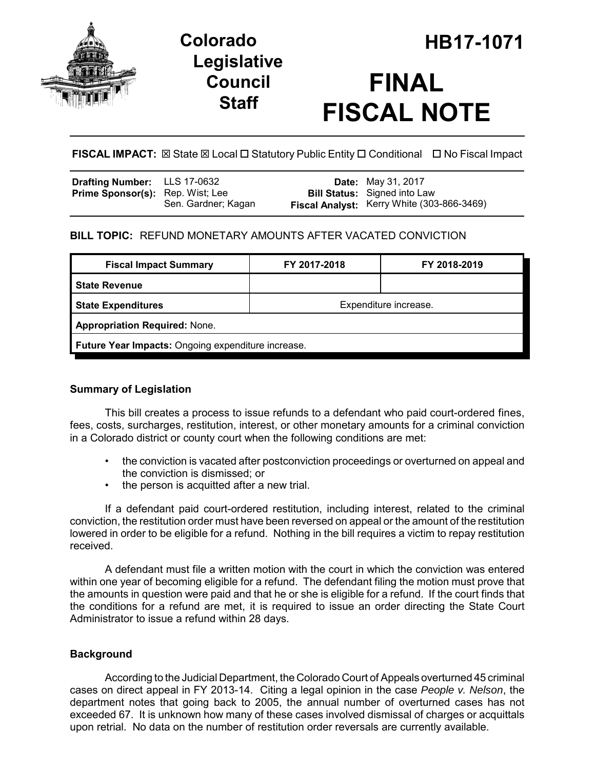# Colorado Legislative Council Staff

# HB17-1071

# FINAL FISCAL NOTE

**FISCAL IMPACT:** ☒ State ☒ Local ☐ Statutory Public Entity ☐ Conditional ☐ No Fiscal Impact

| | | | |
|---|---|---|---|
| **Drafting Number:** | LLS 17-0632 | **Date:** | May 31, 2017 |
| **Prime Sponsor(s):** | Rep. Wist; Lee<br>Sen. Gardner; Kagan | **Bill Status:** | Signed into Law |
| | | **Fiscal Analyst:** | Kerry White (303-866-3469) |

**BILL TOPIC:** REFUND MONETARY AMOUNTS AFTER VACATED CONVICTION

| Fiscal Impact Summary | FY 2017-2018 | FY 2018-2019 |
|---|---|---|
| **State Revenue** | | |
| **State Expenditures** | Expenditure increase. | |
| **Appropriation Required:** None. | | |
| **Future Year Impacts:** Ongoing expenditure increase. | | |

## Summary of Legislation

This bill creates a process to issue refunds to a defendant who paid court-ordered fines, fees, costs, surcharges, restitution, interest, or other monetary amounts for a criminal conviction in a Colorado district or county court when the following conditions are met:

- the conviction is vacated after postconviction proceedings or overturned on appeal and the conviction is dismissed; or
- the person is acquitted after a new trial.

If a defendant paid court-ordered restitution, including interest, related to the criminal conviction, the restitution order must have been reversed on appeal or the amount of the restitution lowered in order to be eligible for a refund. Nothing in the bill requires a victim to repay restitution received.

A defendant must file a written motion with the court in which the conviction was entered within one year of becoming eligible for a refund. The defendant filing the motion must prove that the amounts in question were paid and that he or she is eligible for a refund. If the court finds that the conditions for a refund are met, it is required to issue an order directing the State Court Administrator to issue a refund within 28 days.

## Background

According to the Judicial Department, the Colorado Court of Appeals overturned 45 criminal cases on direct appeal in FY 2013-14. Citing a legal opinion in the case *People v. Nelson*, the department notes that going back to 2005, the annual number of overturned cases has not exceeded 67. It is unknown how many of these cases involved dismissal of charges or acquittals upon retrial. No data on the number of restitution order reversals are currently available.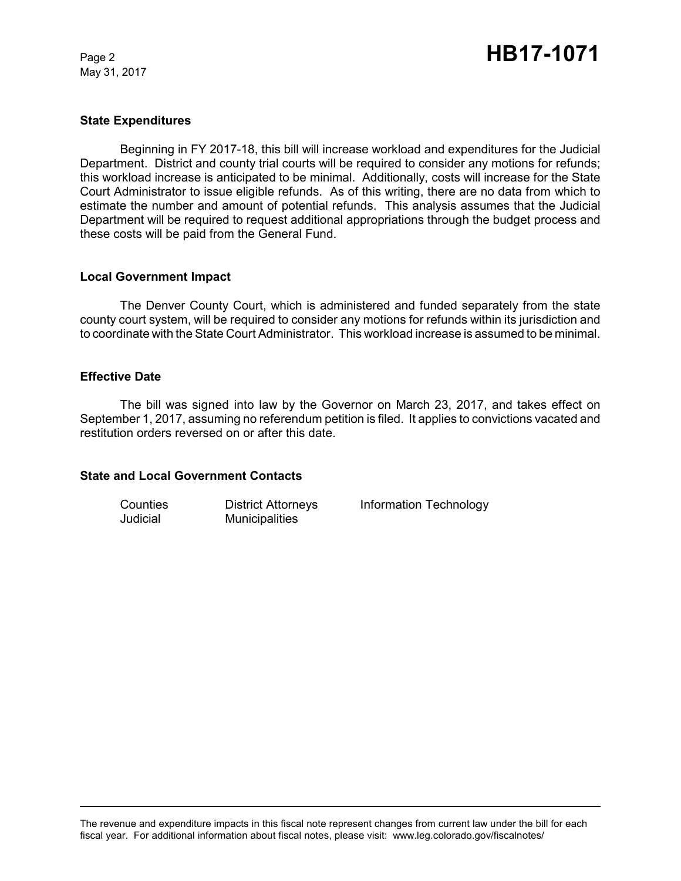## State Expenditures

Beginning in FY 2017-18, this bill will increase workload and expenditures for the Judicial Department. District and county trial courts will be required to consider any motions for refunds; this workload increase is anticipated to be minimal. Additionally, costs will increase for the State Court Administrator to issue eligible refunds. As of this writing, there are no data from which to estimate the number and amount of potential refunds. This analysis assumes that the Judicial Department will be required to request additional appropriations through the budget process and these costs will be paid from the General Fund.

## Local Government Impact

The Denver County Court, which is administered and funded separately from the state county court system, will be required to consider any motions for refunds within its jurisdiction and to coordinate with the State Court Administrator. This workload increase is assumed to be minimal.

## Effective Date

The bill was signed into law by the Governor on March 23, 2017, and takes effect on September 1, 2017, assuming no referendum petition is filed. It applies to convictions vacated and restitution orders reversed on or after this date.

## State and Local Government Contacts

| | | |
|---|---|---|
| Counties | District Attorneys | Information Technology |
| Judicial | Municipalities | |

The revenue and expenditure impacts in this fiscal note represent changes from current law under the bill for each fiscal year. For additional information about fiscal notes, please visit: www.leg.colorado.gov/fiscalnotes/